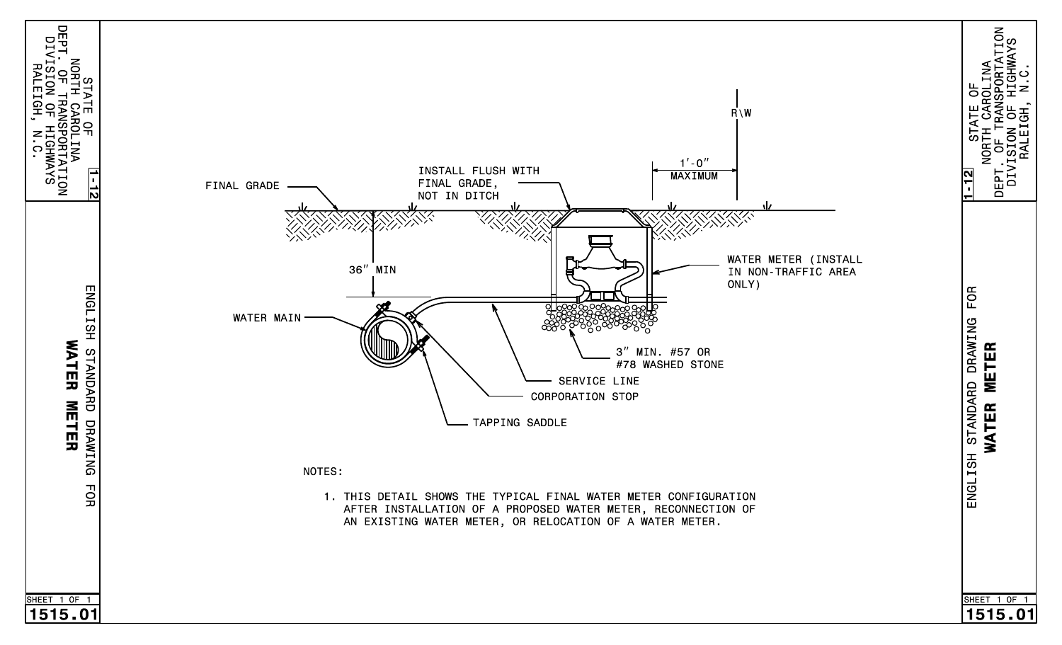STATE OF
NORTH CAROLINA
DEPT. OF TRANSPORTATION
DIVISION OF HIGHWAYS
RALEIGH, N.C.

1-12

# ENGLISH STANDARD DRAWING FOR

# WATER METER

FINAL GRADE

INSTALL FLUSH WITH FINAL GRADE, NOT IN DITCH

R\W

1'-0" MAXIMUM

36" MIN

WATER METER (INSTALL IN NON-TRAFFIC AREA ONLY)

WATER MAIN

3" MIN. #57 OR #78 WASHED STONE

SERVICE LINE

CORPORATION STOP

TAPPING SADDLE

NOTES:

1. THIS DETAIL SHOWS THE TYPICAL FINAL WATER METER CONFIGURATION AFTER INSTALLATION OF A PROPOSED WATER METER, RECONNECTION OF AN EXISTING WATER METER, OR RELOCATION OF A WATER METER.

SHEET 1 OF 1

1515.01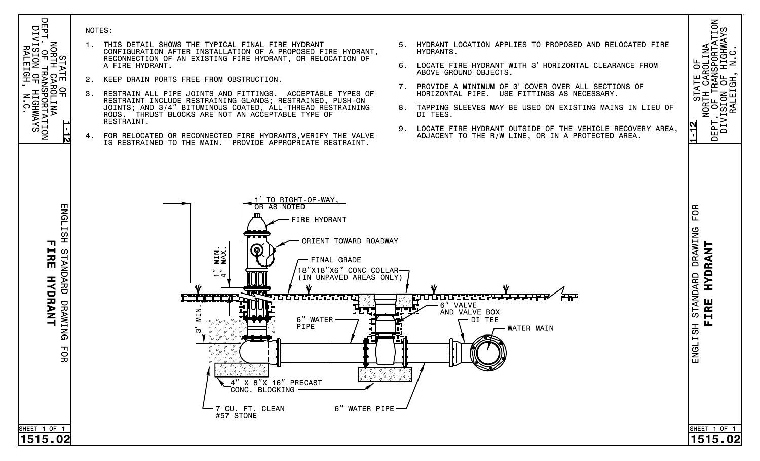# ENGLISH STANDARD DRAWING FOR FIRE HYDRANT

STATE OF NORTH CAROLINA
DEPT. OF TRANSPORTATION
DIVISION OF HIGHWAYS
RALEIGH, N.C.

1-12

NOTES:

1. THIS DETAIL SHOWS THE TYPICAL FINAL FIRE HYDRANT CONFIGURATION AFTER INSTALLATION OF A PROPOSED FIRE HYDRANT, RECONNECTION OF AN EXISTING FIRE HYDRANT, OR RELOCATION OF A FIRE HYDRANT.
2. KEEP DRAIN PORTS FREE FROM OBSTRUCTION.
3. RESTRAIN ALL PIPE JOINTS AND FITTINGS. ACCEPTABLE TYPES OF RESTRAINT INCLUDE RESTRAINING GLANDS; RESTRAINED, PUSH-ON JOINTS; AND 3/4" BITUMINOUS COATED, ALL-THREAD RESTRAINING RODS. THRUST BLOCKS ARE NOT AN ACCEPTABLE TYPE OF RESTRAINT.
4. FOR RELOCATED OR RECONNECTED FIRE HYDRANTS,VERIFY THE VALVE IS RESTRAINED TO THE MAIN. PROVIDE APPROPRIATE RESTRAINT.
5. HYDRANT LOCATION APPLIES TO PROPOSED AND RELOCATED FIRE HYDRANTS.
6. LOCATE FIRE HYDRANT WITH 3' HORIZONTAL CLEARANCE FROM ABOVE GROUND OBJECTS.
7. PROVIDE A MINIMUM OF 3' COVER OVER ALL SECTIONS OF HORIZONTAL PIPE. USE FITTINGS AS NECESSARY.
8. TAPPING SLEEVES MAY BE USED ON EXISTING MAINS IN LIEU OF DI TEES.
9. LOCATE FIRE HYDRANT OUTSIDE OF THE VEHICLE RECOVERY AREA, ADJACENT TO THE R/W LINE, OR IN A PROTECTED AREA.

1' TO RIGHT-OF-WAY, OR AS NOTED

FIRE HYDRANT

ORIENT TOWARD ROADWAY

1" MIN. 4" MAX.

FINAL GRADE

18"X18"X6" CONC COLLAR (IN UNPAVED AREAS ONLY)

3' MIN.

6" WATER PIPE

6" VALVE AND VALVE BOX

DI TEE

WATER MAIN

4" X 8"X 16" PRECAST CONC. BLOCKING

7 CU. FT. CLEAN #57 STONE

6" WATER PIPE

SHEET 1 OF 1

1515.02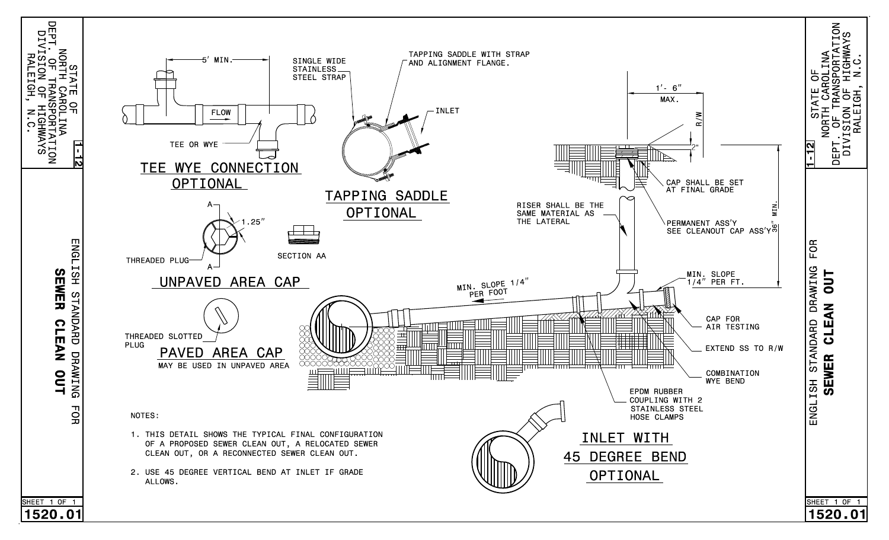STATE OF
NORTH CAROLINA
DEPT. OF TRANSPORTATION
DIVISION OF HIGHWAYS
RALEIGH, N.C.

1-12

# ENGLISH STANDARD DRAWING FOR
# SEWER CLEAN OUT

## TEE WYE CONNECTION OPTIONAL

5' MIN.

FLOW

TEE OR WYE

## TAPPING SADDLE OPTIONAL

SINGLE WIDE STAINLESS STEEL STRAP

TAPPING SADDLE WITH STRAP AND ALIGNMENT FLANGE.

INLET

## UNPAVED AREA CAP

A

1.25"

THREADED PLUG

SECTION AA

## PAVED AREA CAP

MAY BE USED IN UNPAVED AREA

THREADED SLOTTED PLUG

1'- 6" MAX.

R/W

2"

CAP SHALL BE SET AT FINAL GRADE

RISER SHALL BE THE SAME MATERIAL AS THE LATERAL

PERMANENT ASS'Y SEE CLEANOUT CAP ASS'Y

36" MIN.

MIN. SLOPE 1/4" PER FOOT

MIN. SLOPE 1/4" PER FT.

CAP FOR AIR TESTING

EXTEND SS TO R/W

COMBINATION WYE BEND

EPDM RUBBER COUPLING WITH 2 STAINLESS STEEL HOSE CLAMPS

## INLET WITH 45 DEGREE BEND OPTIONAL

NOTES:

1. THIS DETAIL SHOWS THE TYPICAL FINAL CONFIGURATION OF A PROPOSED SEWER CLEAN OUT, A RELOCATED SEWER CLEAN OUT, OR A RECONNECTED SEWER CLEAN OUT.

2. USE 45 DEGREE VERTICAL BEND AT INLET IF GRADE ALLOWS.

SHEET 1 OF 1

1520.01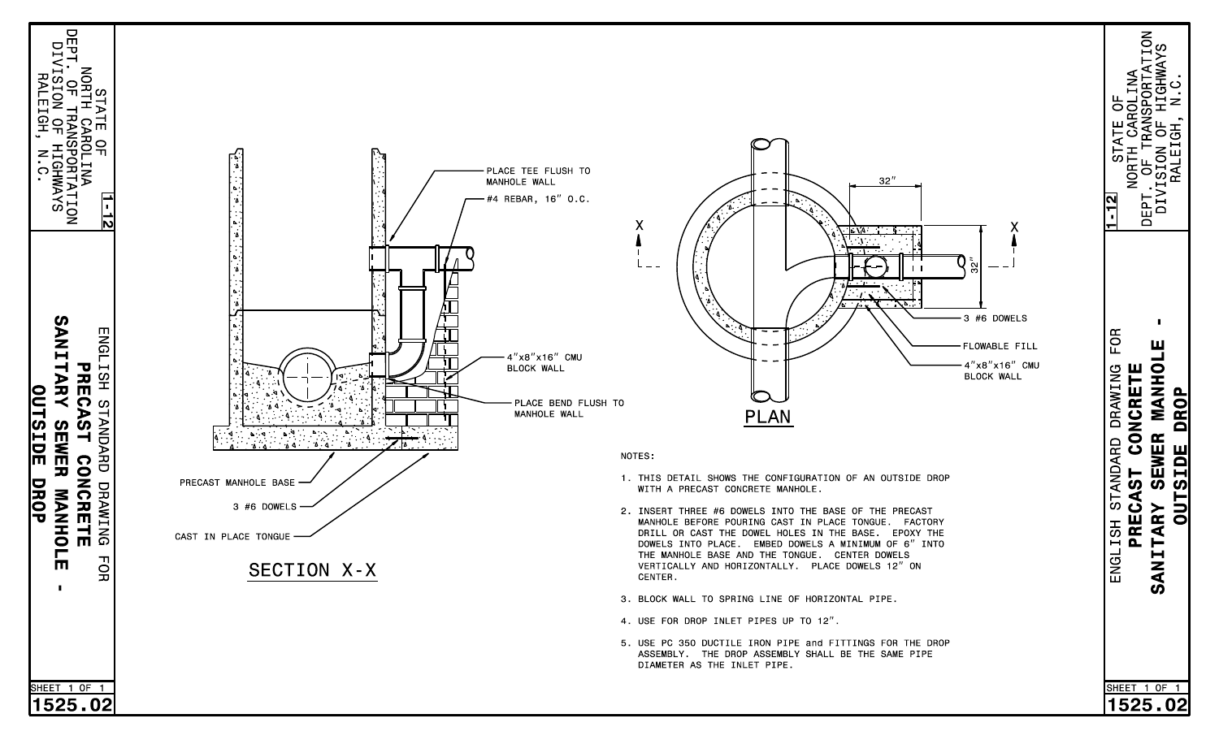STATE OF NORTH CAROLINA
DEPT. OF TRANSPORTATION
DIVISION OF HIGHWAYS
RALEIGH, N.C.

1-12

ENGLISH STANDARD DRAWING FOR

# PRECAST CONCRETE SANITARY SEWER MANHOLE - OUTSIDE DROP

PLACE TEE FLUSH TO MANHOLE WALL

#4 REBAR, 16" O.C.

4"x8"x16" CMU BLOCK WALL

PLACE BEND FLUSH TO MANHOLE WALL

PRECAST MANHOLE BASE

3 #6 DOWELS

CAST IN PLACE TONGUE

SECTION X-X

X

X

32"

32"

3 #6 DOWELS

FLOWABLE FILL

4"x8"x16" CMU BLOCK WALL

PLAN

NOTES:

1. THIS DETAIL SHOWS THE CONFIGURATION OF AN OUTSIDE DROP WITH A PRECAST CONCRETE MANHOLE.
2. INSERT THREE #6 DOWELS INTO THE BASE OF THE PRECAST MANHOLE BEFORE POURING CAST IN PLACE TONGUE. FACTORY DRILL OR CAST THE DOWEL HOLES IN THE BASE. EPOXY THE DOWELS INTO PLACE. EMBED DOWELS A MINIMUM OF 6" INTO THE MANHOLE BASE AND THE TONGUE. CENTER DOWELS VERTICALLY AND HORIZONTALLY. PLACE DOWELS 12" ON CENTER.
3. BLOCK WALL TO SPRING LINE OF HORIZONTAL PIPE.
4. USE FOR DROP INLET PIPES UP TO 12".
5. USE PC 350 DUCTILE IRON PIPE and FITTINGS FOR THE DROP ASSEMBLY. THE DROP ASSEMBLY SHALL BE THE SAME PIPE DIAMETER AS THE INLET PIPE.

SHEET 1 OF 1

1525.02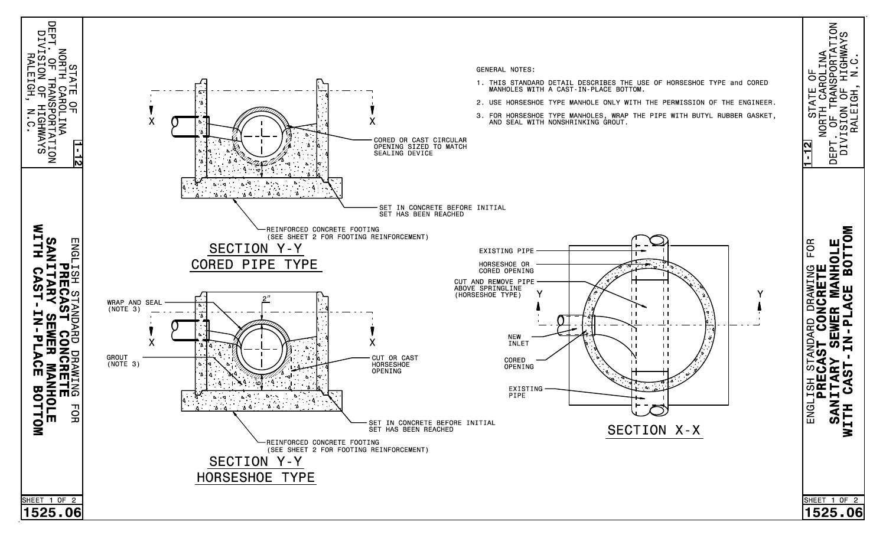STATE OF NORTH CAROLINA
DEPT. OF TRANSPORTATION
DIVISION OF HIGHWAYS
RALEIGH, N.C.

1-12

ENGLISH STANDARD DRAWING FOR

# PRECAST CONCRETE SANITARY SEWER MANHOLE WITH CAST-IN-PLACE BOTTOM

SHEET 1 OF 2

1525.06

GENERAL NOTES:

1. THIS STANDARD DETAIL DESCRIBES THE USE OF HORSESHOE TYPE and CORED MANHOLES WITH A CAST-IN-PLACE BOTTOM.
2. USE HORSESHOE TYPE MANHOLE ONLY WITH THE PERMISSION OF THE ENGINEER.
3. FOR HORSESHOE TYPE MANHOLES, WRAP THE PIPE WITH BUTYL RUBBER GASKET, AND SEAL WITH NONSHRINKING GROUT.

X X

CORED OR CAST CIRCULAR OPENING SIZED TO MATCH SEALING DEVICE

SET IN CONCRETE BEFORE INITIAL SET HAS BEEN REACHED

REINFORCED CONCRETE FOOTING (SEE SHEET 2 FOR FOOTING REINFORCEMENT)

## SECTION Y-Y CORED PIPE TYPE

WRAP AND SEAL (NOTE 3)

2"

X X

GROUT (NOTE 3)

6"

CUT OR CAST HORSESHOE OPENING

SET IN CONCRETE BEFORE INITIAL SET HAS BEEN REACHED

REINFORCED CONCRETE FOOTING (SEE SHEET 2 FOR FOOTING REINFORCEMENT)

## SECTION Y-Y HORSESHOE TYPE

EXISTING PIPE

HORSESHOE OR CORED OPENING

CUT AND REMOVE PIPE ABOVE SPRINGLINE (HORSESHOE TYPE)

Y Y

NEW INLET

CORED OPENING

EXISTING PIPE

## SECTION X-X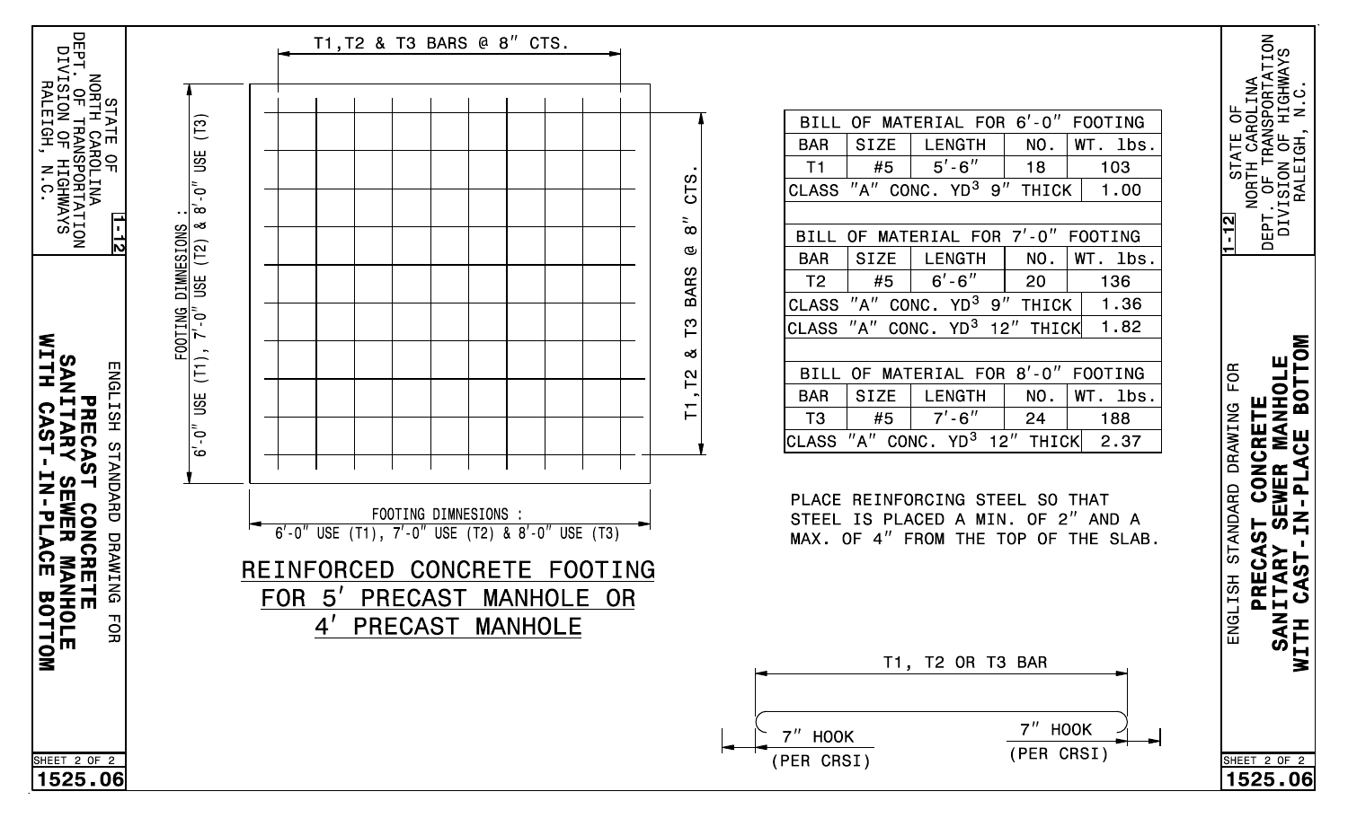STATE OF NORTH CAROLINA
DEPT. OF TRANSPORTATION
DIVISION OF HIGHWAYS
RALEIGH, N.C.

1-12

ENGLISH STANDARD DRAWING FOR

**PRECAST CONCRETE SANITARY SEWER MANHOLE WITH CAST-IN-PLACE BOTTOM**

SHEET 2 OF 2

1525.06

T1,T2 & T3 BARS @ 8" CTS.

T1,T2 & T3 BARS @ 8" CTS.

FOOTING DIMNENSIONS : 6'-0" USE (T1), 7'-0" USE (T2) & 8'-0" USE (T3)

FOOTING DIMNENSIONS : 6'-0" USE (T1), 7'-0" USE (T2) & 8'-0" USE (T3)

## REINFORCED CONCRETE FOOTING FOR 5' PRECAST MANHOLE OR 4' PRECAST MANHOLE

| BILL OF MATERIAL FOR 6'-0" FOOTING | | | | |
|---|---|---|---|---|
| BAR | SIZE | LENGTH | NO. | WT. lbs. |
| T1 | #5 | 5'-6" | 18 | 103 |
| CLASS "A" CONC. $YD^3$ 9" THICK | | | | 1.00 |

| BILL OF MATERIAL FOR 7'-0" FOOTING | | | | |
|---|---|---|---|---|
| BAR | SIZE | LENGTH | NO. | WT. lbs. |
| T2 | #5 | 6'-6" | 20 | 136 |
| CLASS "A" CONC. $YD^3$ 9" THICK | | | | 1.36 |
| CLASS "A" CONC. $YD^3$ 12" THICK | | | | 1.82 |

| BILL OF MATERIAL FOR 8'-0" FOOTING | | | | |
|---|---|---|---|---|
| BAR | SIZE | LENGTH | NO. | WT. lbs. |
| T3 | #5 | 7'-6" | 24 | 188 |
| CLASS "A" CONC. $YD^3$ 12" THICK | | | | 2.37 |

PLACE REINFORCING STEEL SO THAT STEEL IS PLACED A MIN. OF 2" AND A MAX. OF 4" FROM THE TOP OF THE SLAB.

T1, T2 OR T3 BAR

7" HOOK (PER CRSI)

7" HOOK (PER CRSI)